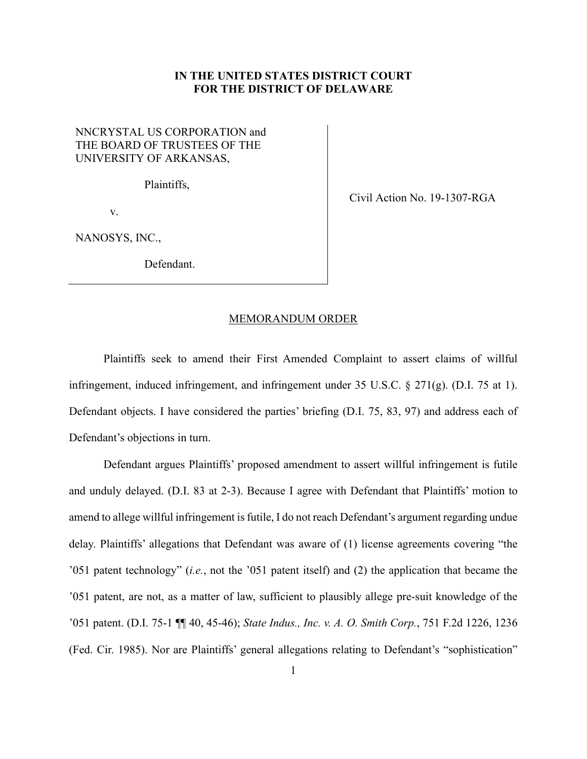**IN THE UNITED STATES DISTRICT COURT**
**FOR THE DISTRICT OF DELAWARE**

NNCRYSTAL US CORPORATION and THE BOARD OF TRUSTEES OF THE UNIVERSITY OF ARKANSAS,

Plaintiffs,

v.

NANOSYS, INC.,

Defendant.

Civil Action No. 19-1307-RGA

MEMORANDUM ORDER

Plaintiffs seek to amend their First Amended Complaint to assert claims of willful infringement, induced infringement, and infringement under 35 U.S.C. § 271(g). (D.I. 75 at 1). Defendant objects. I have considered the parties' briefing (D.I. 75, 83, 97) and address each of Defendant's objections in turn.

Defendant argues Plaintiffs' proposed amendment to assert willful infringement is futile and unduly delayed. (D.I. 83 at 2-3). Because I agree with Defendant that Plaintiffs' motion to amend to allege willful infringement is futile, I do not reach Defendant's argument regarding undue delay. Plaintiffs' allegations that Defendant was aware of (1) license agreements covering "the '051 patent technology" (*i.e.*, not the '051 patent itself) and (2) the application that became the '051 patent, are not, as a matter of law, sufficient to plausibly allege pre-suit knowledge of the '051 patent. (D.I. 75-1 ¶¶ 40, 45-46); *State Indus., Inc. v. A. O. Smith Corp.*, 751 F.2d 1226, 1236 (Fed. Cir. 1985). Nor are Plaintiffs' general allegations relating to Defendant's "sophistication"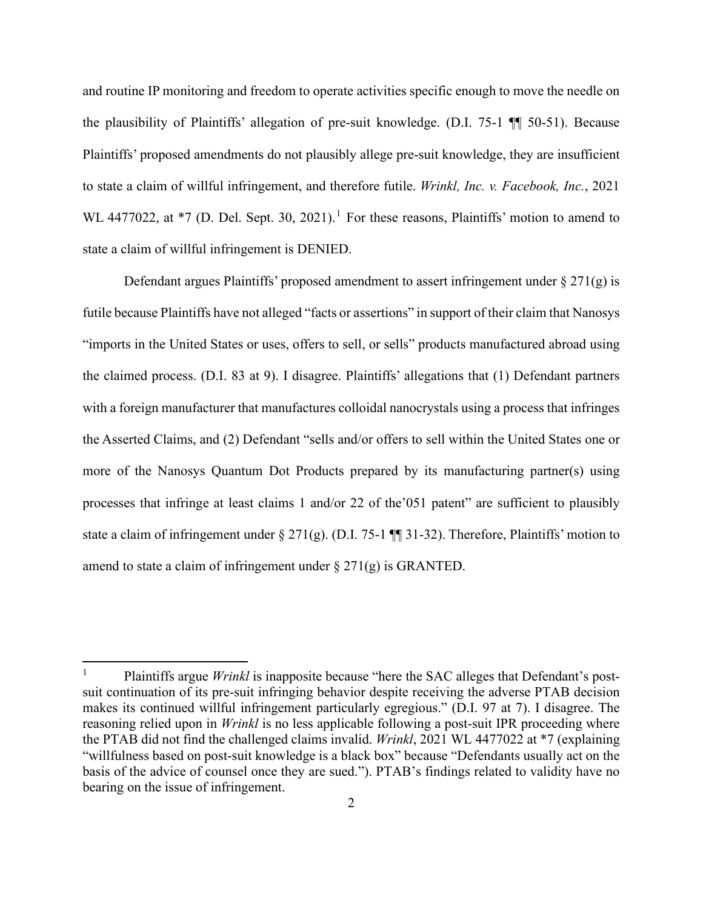and routine IP monitoring and freedom to operate activities specific enough to move the needle on the plausibility of Plaintiffs' allegation of pre-suit knowledge. (D.I. 75-1 ¶¶ 50-51). Because Plaintiffs' proposed amendments do not plausibly allege pre-suit knowledge, they are insufficient to state a claim of willful infringement, and therefore futile. *Wrinkl, Inc. v. Facebook, Inc.*, 2021 WL 4477022, at *7 (D. Del. Sept. 30, 2021).[1] For these reasons, Plaintiffs' motion to amend to state a claim of willful infringement is DENIED.

Defendant argues Plaintiffs' proposed amendment to assert infringement under § 271(g) is futile because Plaintiffs have not alleged "facts or assertions" in support of their claim that Nanosys "imports in the United States or uses, offers to sell, or sells" products manufactured abroad using the claimed process. (D.I. 83 at 9). I disagree. Plaintiffs' allegations that (1) Defendant partners with a foreign manufacturer that manufactures colloidal nanocrystals using a process that infringes the Asserted Claims, and (2) Defendant "sells and/or offers to sell within the United States one or more of the Nanosys Quantum Dot Products prepared by its manufacturing partner(s) using processes that infringe at least claims 1 and/or 22 of the'051 patent" are sufficient to plausibly state a claim of infringement under § 271(g). (D.I. 75-1 ¶¶ 31-32). Therefore, Plaintiffs' motion to amend to state a claim of infringement under § 271(g) is GRANTED.

---

[1] Plaintiffs argue *Wrinkl* is inapposite because "here the SAC alleges that Defendant's post-suit continuation of its pre-suit infringing behavior despite receiving the adverse PTAB decision makes its continued willful infringement particularly egregious." (D.I. 97 at 7). I disagree. The reasoning relied upon in *Wrinkl* is no less applicable following a post-suit IPR proceeding where the PTAB did not find the challenged claims invalid. *Wrinkl*, 2021 WL 4477022 at *7 (explaining "willfulness based on post-suit knowledge is a black box" because "Defendants usually act on the basis of the advice of counsel once they are sued."). PTAB's findings related to validity have no bearing on the issue of infringement.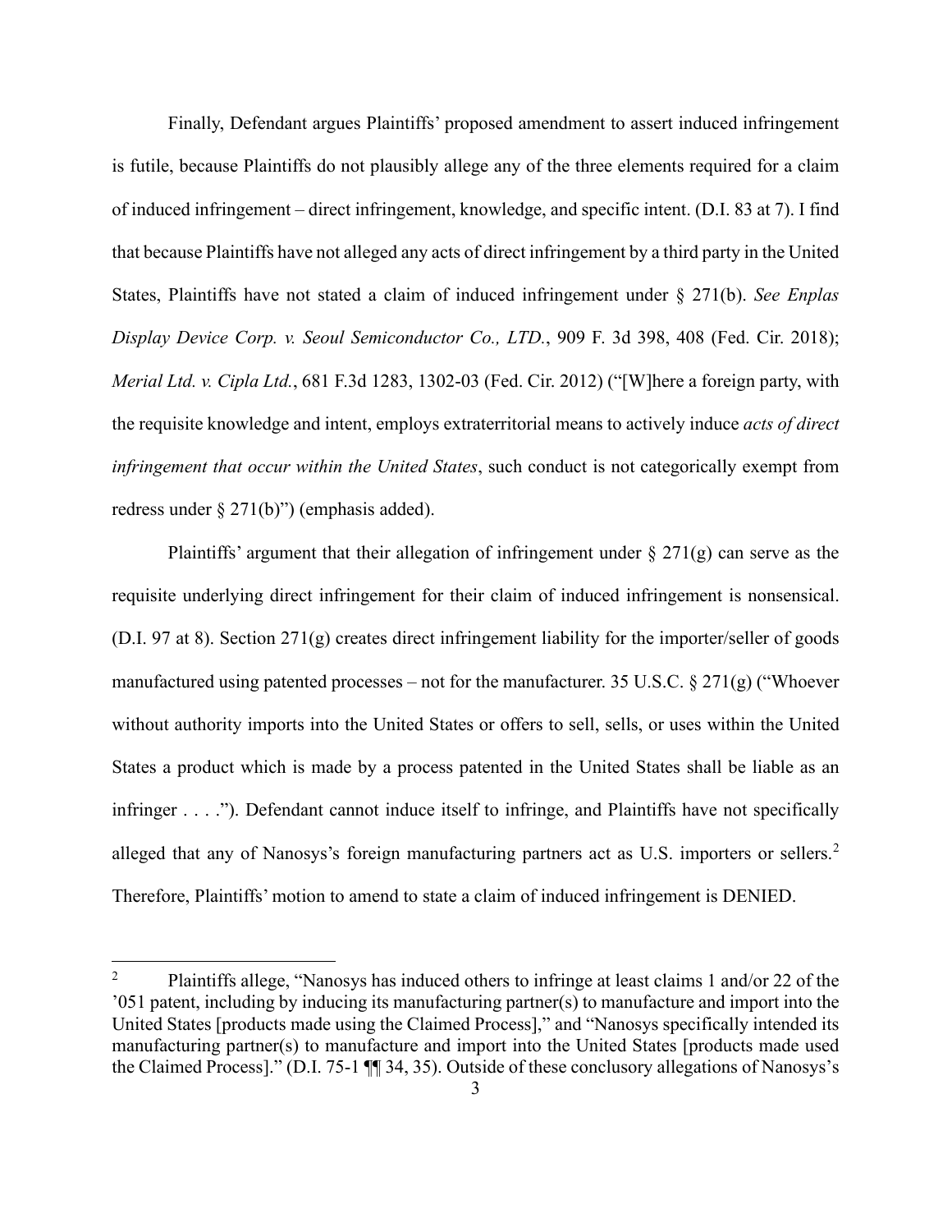Finally, Defendant argues Plaintiffs' proposed amendment to assert induced infringement is futile, because Plaintiffs do not plausibly allege any of the three elements required for a claim of induced infringement – direct infringement, knowledge, and specific intent. (D.I. 83 at 7). I find that because Plaintiffs have not alleged any acts of direct infringement by a third party in the United States, Plaintiffs have not stated a claim of induced infringement under § 271(b). *See Enplas Display Device Corp. v. Seoul Semiconductor Co., LTD.*, 909 F. 3d 398, 408 (Fed. Cir. 2018); *Merial Ltd. v. Cipla Ltd.*, 681 F.3d 1283, 1302-03 (Fed. Cir. 2012) ("[W]here a foreign party, with the requisite knowledge and intent, employs extraterritorial means to actively induce *acts of direct infringement that occur within the United States*, such conduct is not categorically exempt from redress under § 271(b)") (emphasis added).

Plaintiffs' argument that their allegation of infringement under § 271(g) can serve as the requisite underlying direct infringement for their claim of induced infringement is nonsensical. (D.I. 97 at 8). Section 271(g) creates direct infringement liability for the importer/seller of goods manufactured using patented processes – not for the manufacturer. 35 U.S.C. § 271(g) ("Whoever without authority imports into the United States or offers to sell, sells, or uses within the United States a product which is made by a process patented in the United States shall be liable as an infringer . . . ."). Defendant cannot induce itself to infringe, and Plaintiffs have not specifically alleged that any of Nanosys's foreign manufacturing partners act as U.S. importers or sellers.[2] Therefore, Plaintiffs' motion to amend to state a claim of induced infringement is DENIED.

---

[2] Plaintiffs allege, "Nanosys has induced others to infringe at least claims 1 and/or 22 of the '051 patent, including by inducing its manufacturing partner(s) to manufacture and import into the United States [products made using the Claimed Process]," and "Nanosys specifically intended its manufacturing partner(s) to manufacture and import into the United States [products made used the Claimed Process]." (D.I. 75-1 ¶¶ 34, 35). Outside of these conclusory allegations of Nanosys's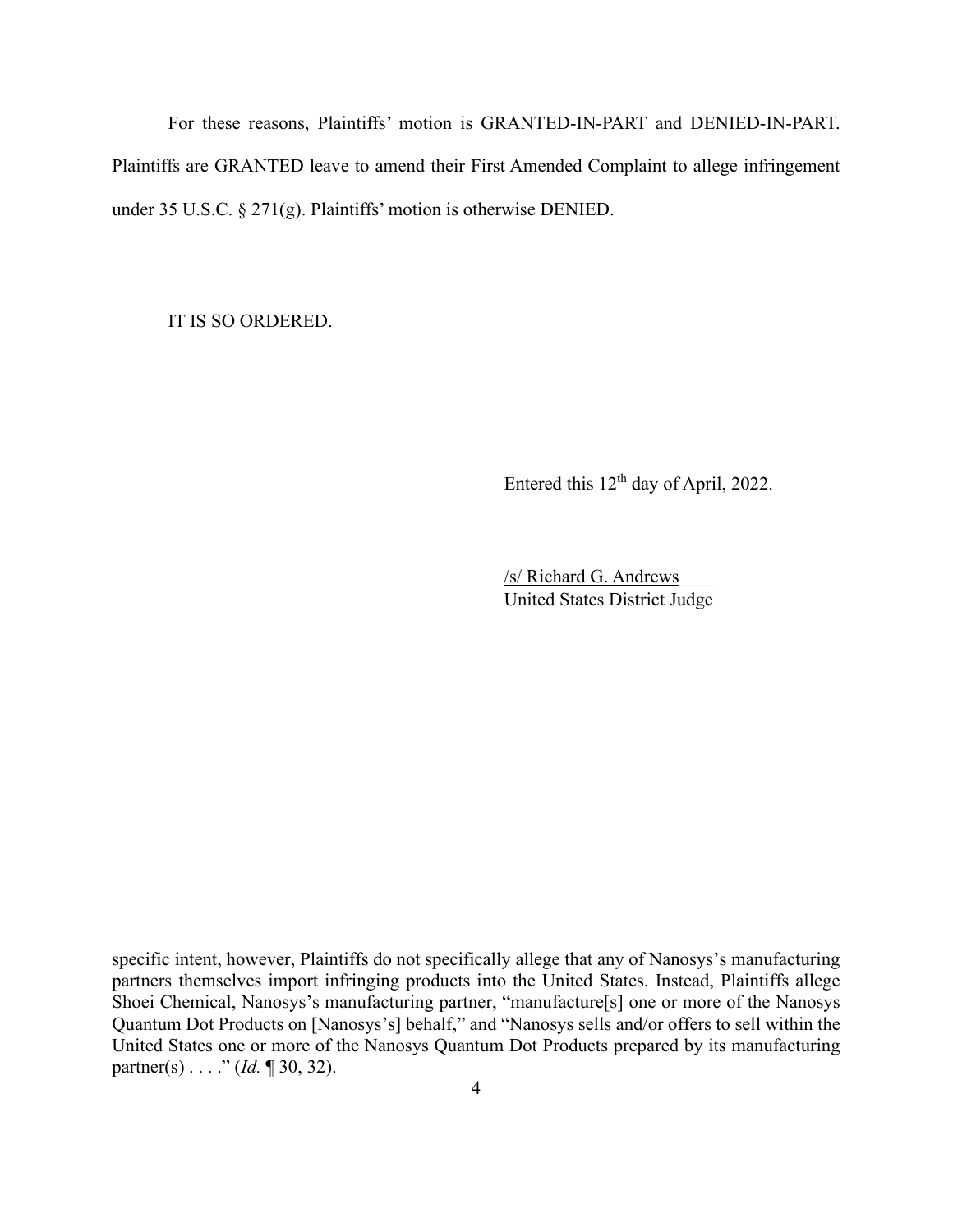For these reasons, Plaintiffs' motion is GRANTED-IN-PART and DENIED-IN-PART. Plaintiffs are GRANTED leave to amend their First Amended Complaint to allege infringement under 35 U.S.C. § 271(g). Plaintiffs' motion is otherwise DENIED.

IT IS SO ORDERED.

Entered this 12th day of April, 2022.

/s/ Richard G. Andrews
United States District Judge

---

specific intent, however, Plaintiffs do not specifically allege that any of Nanosys's manufacturing partners themselves import infringing products into the United States. Instead, Plaintiffs allege Shoei Chemical, Nanosys's manufacturing partner, "manufacture[s] one or more of the Nanosys Quantum Dot Products on [Nanosys's] behalf," and "Nanosys sells and/or offers to sell within the United States one or more of the Nanosys Quantum Dot Products prepared by its manufacturing partner(s) . . . ." (*Id.* ¶ 30, 32).